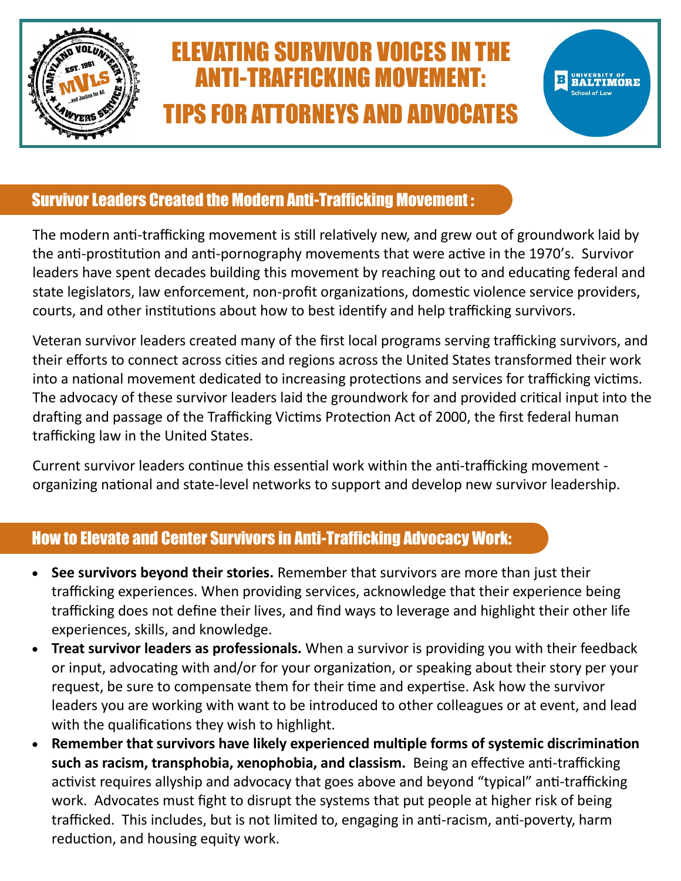# ELEVATING SURVIVOR VOICES IN THE ANTI-TRAFFICKING MOVEMENT: TIPS FOR ATTORNEYS AND ADVOCATES

## Survivor Leaders Created the Modern Anti-Trafficking Movement :

The modern anti-trafficking movement is still relatively new, and grew out of groundwork laid by the anti-prostitution and anti-pornography movements that were active in the 1970's. Survivor leaders have spent decades building this movement by reaching out to and educating federal and state legislators, law enforcement, non-profit organizations, domestic violence service providers, courts, and other institutions about how to best identify and help trafficking survivors.

Veteran survivor leaders created many of the first local programs serving trafficking survivors, and their efforts to connect across cities and regions across the United States transformed their work into a national movement dedicated to increasing protections and services for trafficking victims. The advocacy of these survivor leaders laid the groundwork for and provided critical input into the drafting and passage of the Trafficking Victims Protection Act of 2000, the first federal human trafficking law in the United States.

Current survivor leaders continue this essential work within the anti-trafficking movement - organizing national and state-level networks to support and develop new survivor leadership.

## How to Elevate and Center Survivors in Anti-Trafficking Advocacy Work:

- **See survivors beyond their stories.** Remember that survivors are more than just their trafficking experiences. When providing services, acknowledge that their experience being trafficking does not define their lives, and find ways to leverage and highlight their other life experiences, skills, and knowledge.
- **Treat survivor leaders as professionals.** When a survivor is providing you with their feedback or input, advocating with and/or for your organization, or speaking about their story per your request, be sure to compensate them for their time and expertise. Ask how the survivor leaders you are working with want to be introduced to other colleagues or at event, and lead with the qualifications they wish to highlight.
- **Remember that survivors have likely experienced multiple forms of systemic discrimination such as racism, transphobia, xenophobia, and classism.** Being an effective anti-trafficking activist requires allyship and advocacy that goes above and beyond "typical" anti-trafficking work. Advocates must fight to disrupt the systems that put people at higher risk of being trafficked. This includes, but is not limited to, engaging in anti-racism, anti-poverty, harm reduction, and housing equity work.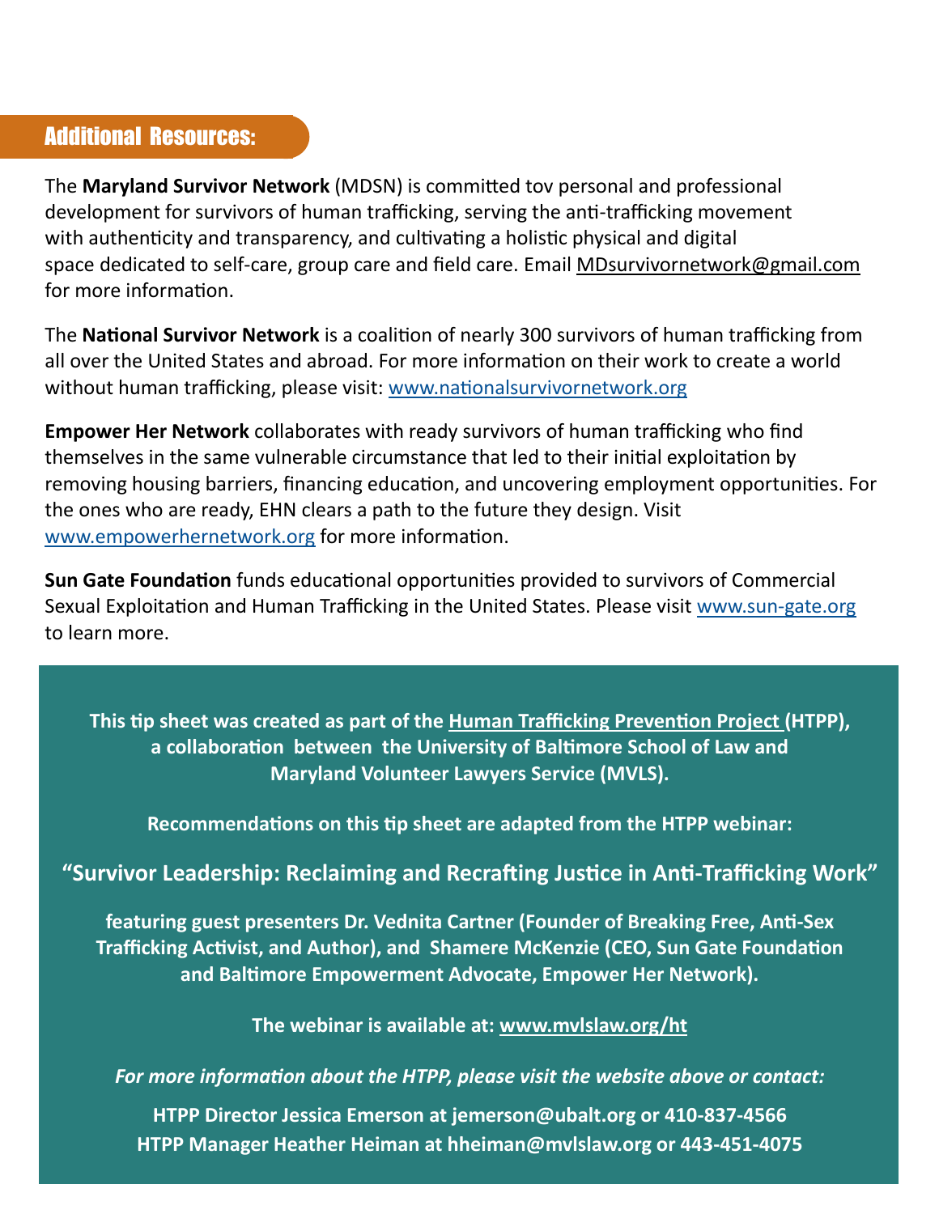## Additional Resources:

The **Maryland Survivor Network** (MDSN) is committed tov personal and professional development for survivors of human trafficking, serving the anti-trafficking movement with authenticity and transparency, and cultivating a holistic physical and digital space dedicated to self-care, group care and field care. Email MDsurvivornetwork@gmail.com for more information.

The **National Survivor Network** is a coalition of nearly 300 survivors of human trafficking from all over the United States and abroad. For more information on their work to create a world without human trafficking, please visit: www.nationalsurvivornetwork.org

**Empower Her Network** collaborates with ready survivors of human trafficking who find themselves in the same vulnerable circumstance that led to their initial exploitation by removing housing barriers, financing education, and uncovering employment opportunities. For the ones who are ready, EHN clears a path to the future they design. Visit www.empowerhernetwork.org for more information.

**Sun Gate Foundation** funds educational opportunities provided to survivors of Commercial Sexual Exploitation and Human Trafficking in the United States. Please visit www.sun-gate.org to learn more.

**This tip sheet was created as part of the Human Trafficking Prevention Project (HTPP), a collaboration between the University of Baltimore School of Law and Maryland Volunteer Lawyers Service (MVLS).**

**Recommendations on this tip sheet are adapted from the HTPP webinar:**

**"Survivor Leadership: Reclaiming and Recrafting Justice in Anti-Trafficking Work"**

**featuring guest presenters Dr. Vednita Cartner (Founder of Breaking Free, Anti-Sex Trafficking Activist, and Author), and Shamere McKenzie (CEO, Sun Gate Foundation and Baltimore Empowerment Advocate, Empower Her Network).**

**The webinar is available at: www.mvlslaw.org/ht**

***For more information about the HTPP, please visit the website above or contact:***

**HTPP Director Jessica Emerson at jemerson@ubalt.org or 410-837-4566**
**HTPP Manager Heather Heiman at hheiman@mvlslaw.org or 443-451-4075**